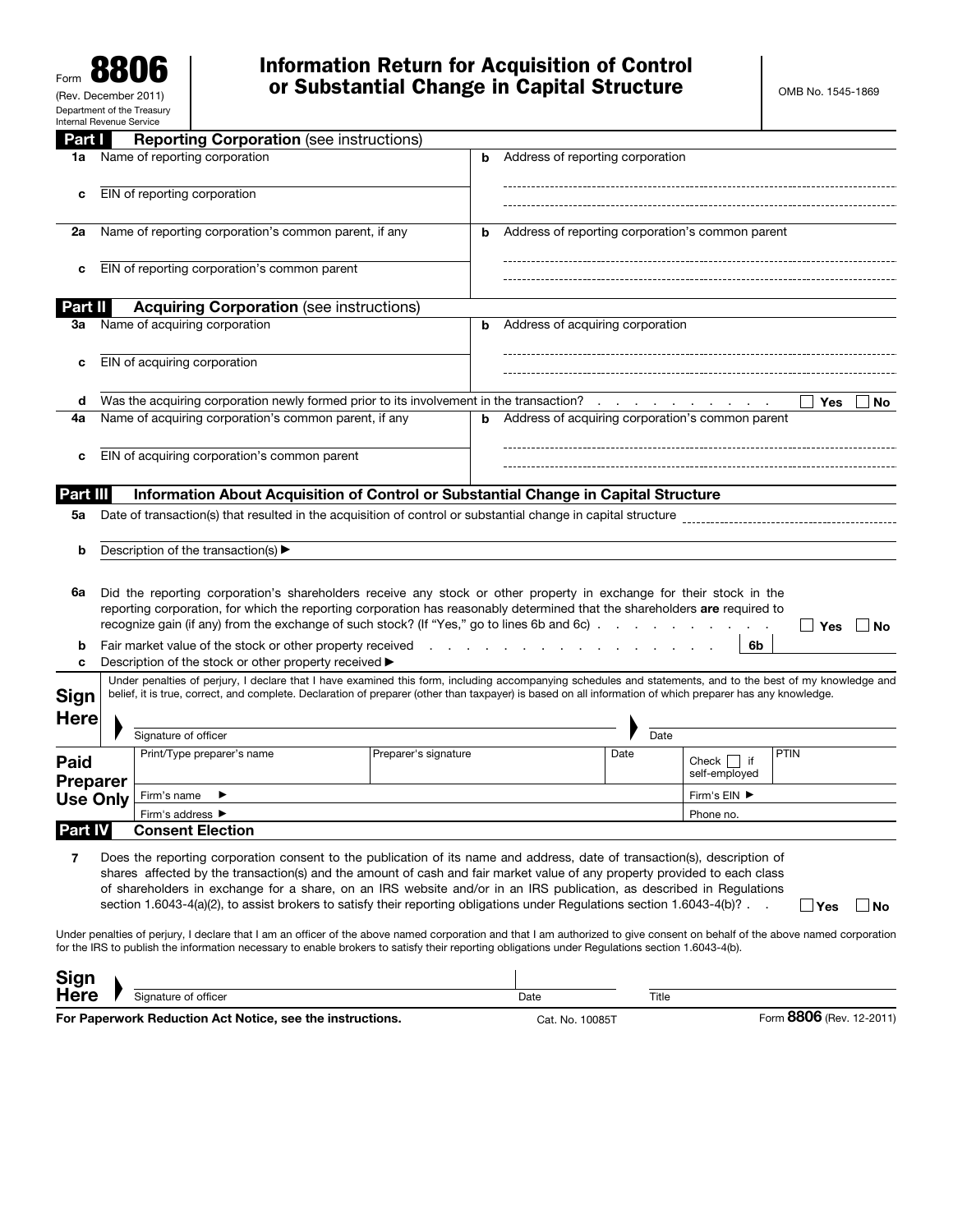Form **8806**
(Rev. December 2011)
Department of the Treasury
Internal Revenue Service

# Information Return for Acquisition of Control or Substantial Change in Capital Structure

OMB No. 1545-1869

## Part I Reporting Corporation (see instructions)

**1a** Name of reporting corporation

**b** Address of reporting corporation

**c** EIN of reporting corporation

**2a** Name of reporting corporation's common parent, if any

**b** Address of reporting corporation's common parent

**c** EIN of reporting corporation's common parent

## Part II Acquiring Corporation (see instructions)

**3a** Name of acquiring corporation

**b** Address of acquiring corporation

**c** EIN of acquiring corporation

**d** Was the acquiring corporation newly formed prior to its involvement in the transaction? . . . . . . . . . . . ☐ **Yes** ☐ **No**

**4a** Name of acquiring corporation's common parent, if any

**b** Address of acquiring corporation's common parent

**c** EIN of acquiring corporation's common parent

## Part III Information About Acquisition of Control or Substantial Change in Capital Structure

**5a** Date of transaction(s) that resulted in the acquisition of control or substantial change in capital structure

**b** Description of the transaction(s) ▶

**6a** Did the reporting corporation's shareholders receive any stock or other property in exchange for their stock in the reporting corporation, for which the reporting corporation has reasonably determined that the shareholders **are** required to recognize gain (if any) from the exchange of such stock? (If "Yes," go to lines 6b and 6c) . . . . . . . . . . . ☐ **Yes** ☐ **No**

**b** Fair market value of the stock or other property received . . . . . . . . . . . . . . . . . . . **6b**

**c** Description of the stock or other property received ▶

**Sign Here**

Under penalties of perjury, I declare that I have examined this form, including accompanying schedules and statements, and to the best of my knowledge and belief, it is true, correct, and complete. Declaration of preparer (other than taxpayer) is based on all information of which preparer has any knowledge.

Signature of officer | Date

**Paid Preparer Use Only**

| Print/Type preparer's name | Preparer's signature | Date | Check ☐ if self-employed | PTIN |
|---|---|---|---|---|
| Firm's name ▶ | | | Firm's EIN ▶ | |
| Firm's address ▶ | | | Phone no. | |

## Part IV Consent Election

**7** Does the reporting corporation consent to the publication of its name and address, date of transaction(s), description of shares affected by the transaction(s) and the amount of cash and fair market value of any property provided to each class of shareholders in exchange for a share, on an IRS website and/or in an IRS publication, as described in Regulations section 1.6043-4(a)(2), to assist brokers to satisfy their reporting obligations under Regulations section 1.6043-4(b)? . . ☐ **Yes** ☐ **No**

Under penalties of perjury, I declare that I am an officer of the above named corporation and that I am authorized to give consent on behalf of the above named corporation for the IRS to publish the information necessary to enable brokers to satisfy their reporting obligations under Regulations section 1.6043-4(b).

**Sign Here**

Signature of officer | Date | Title

**For Paperwork Reduction Act Notice, see the instructions.** Cat. No. 10085T Form **8806** (Rev. 12-2011)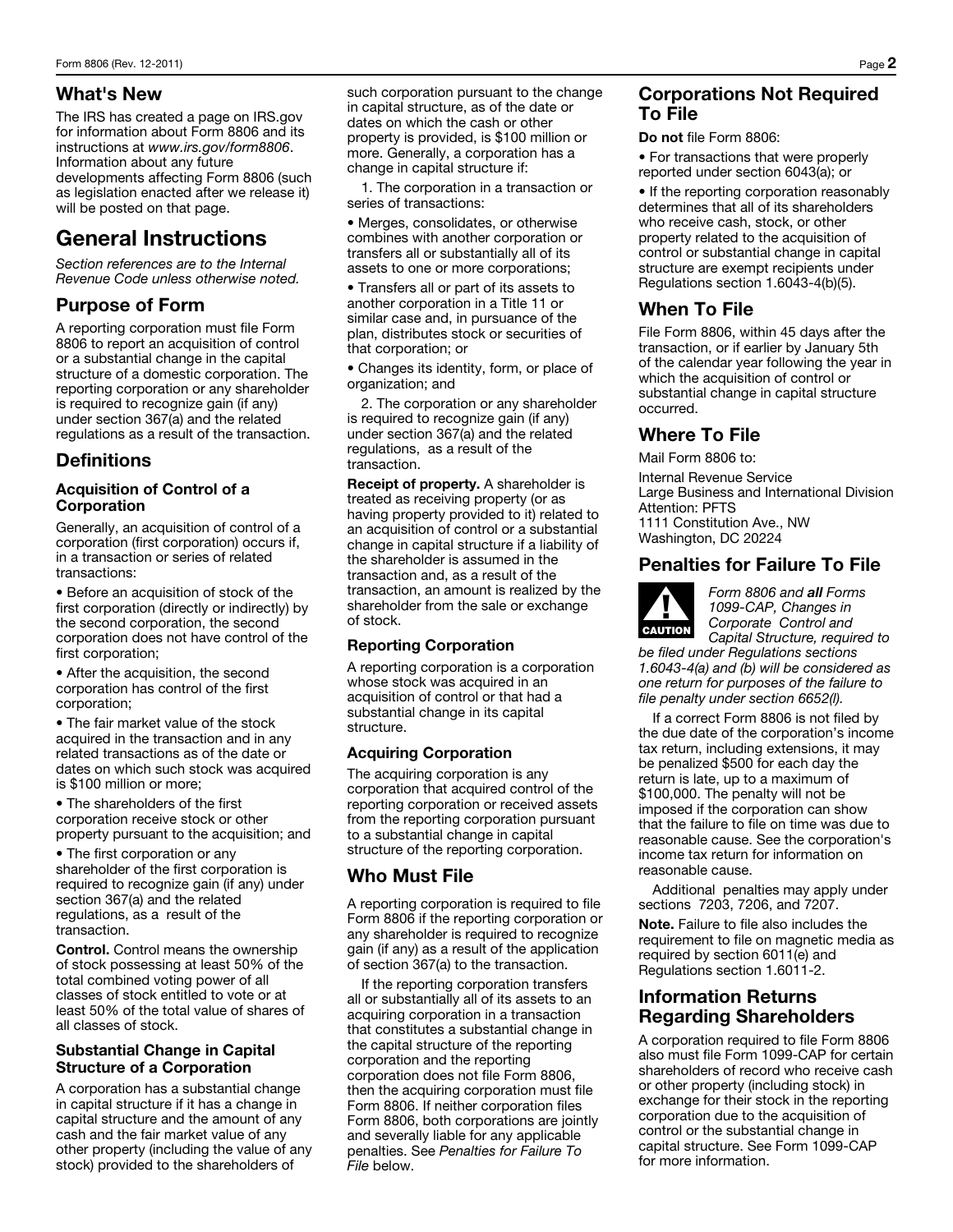## What's New

The IRS has created a page on IRS.gov for information about Form 8806 and its instructions at *www.irs.gov/form8806*. Information about any future developments affecting Form 8806 (such as legislation enacted after we release it) will be posted on that page.

# General Instructions

*Section references are to the Internal Revenue Code unless otherwise noted.*

## Purpose of Form

A reporting corporation must file Form 8806 to report an acquisition of control or a substantial change in the capital structure of a domestic corporation. The reporting corporation or any shareholder is required to recognize gain (if any) under section 367(a) and the related regulations as a result of the transaction.

## Definitions

### Acquisition of Control of a Corporation

Generally, an acquisition of control of a corporation (first corporation) occurs if, in a transaction or series of related transactions:

- Before an acquisition of stock of the first corporation (directly or indirectly) by the second corporation, the second corporation does not have control of the first corporation;
- After the acquisition, the second corporation has control of the first corporation;
- The fair market value of the stock acquired in the transaction and in any related transactions as of the date or dates on which such stock was acquired is $100 million or more;
- The shareholders of the first corporation receive stock or other property pursuant to the acquisition; and
- The first corporation or any shareholder of the first corporation is required to recognize gain (if any) under section 367(a) and the related regulations, as a result of the transaction.

**Control.** Control means the ownership of stock possessing at least 50% of the total combined voting power of all classes of stock entitled to vote or at least 50% of the total value of shares of all classes of stock.

### Substantial Change in Capital Structure of a Corporation

A corporation has a substantial change in capital structure if it has a change in capital structure and the amount of any cash and the fair market value of any other property (including the value of any stock) provided to the shareholders of such corporation pursuant to the change in capital structure, as of the date or dates on which the cash or other property is provided, is $100 million or more. Generally, a corporation has a change in capital structure if:

1. The corporation in a transaction or series of transactions:

- Merges, consolidates, or otherwise combines with another corporation or transfers all or substantially all of its assets to one or more corporations;
- Transfers all or part of its assets to another corporation in a Title 11 or similar case and, in pursuance of the plan, distributes stock or securities of that corporation; or
- Changes its identity, form, or place of organization; and

2. The corporation or any shareholder is required to recognize gain (if any) under section 367(a) and the related regulations, as a result of the transaction.

**Receipt of property.** A shareholder is treated as receiving property (or as having property provided to it) related to an acquisition of control or a substantial change in capital structure if a liability of the shareholder is assumed in the transaction and, as a result of the transaction, an amount is realized by the shareholder from the sale or exchange of stock.

### Reporting Corporation

A reporting corporation is a corporation whose stock was acquired in an acquisition of control or that had a substantial change in its capital structure.

### Acquiring Corporation

The acquiring corporation is any corporation that acquired control of the reporting corporation or received assets from the reporting corporation pursuant to a substantial change in capital structure of the reporting corporation.

## Who Must File

A reporting corporation is required to file Form 8806 if the reporting corporation or any shareholder is required to recognize gain (if any) as a result of the application of section 367(a) to the transaction.

If the reporting corporation transfers all or substantially all of its assets to an acquiring corporation in a transaction that constitutes a substantial change in the capital structure of the reporting corporation and the reporting corporation does not file Form 8806, then the acquiring corporation must file Form 8806. If neither corporation files Form 8806, both corporations are jointly and severally liable for any applicable penalties. See *Penalties for Failure To File* below.

## Corporations Not Required To File

**Do not** file Form 8806:

- For transactions that were properly reported under section 6043(a); or
- If the reporting corporation reasonably determines that all of its shareholders who receive cash, stock, or other property related to the acquisition of control or substantial change in capital structure are exempt recipients under Regulations section 1.6043-4(b)(5).

## When To File

File Form 8806, within 45 days after the transaction, or if earlier by January 5th of the calendar year following the year in which the acquisition of control or substantial change in capital structure occurred.

## Where To File

Mail Form 8806 to:

Internal Revenue Service
Large Business and International Division
Attention: PFTS
1111 Constitution Ave., NW
Washington, DC 20224

## Penalties for Failure To File

**CAUTION** *Form 8806 and* ***all*** *Forms 1099-CAP, Changes in Corporate Control and Capital Structure, required to be filed under Regulations sections 1.6043-4(a) and (b) will be considered as one return for purposes of the failure to file penalty under section 6652(l).*

If a correct Form 8806 is not filed by the due date of the corporation's income tax return, including extensions, it may be penalized $500 for each day the return is late, up to a maximum of $100,000. The penalty will not be imposed if the corporation can show that the failure to file on time was due to reasonable cause. See the corporation's income tax return for information on reasonable cause.

Additional penalties may apply under sections 7203, 7206, and 7207.

**Note.** Failure to file also includes the requirement to file on magnetic media as required by section 6011(e) and Regulations section 1.6011-2.

## Information Returns Regarding Shareholders

A corporation required to file Form 8806 also must file Form 1099-CAP for certain shareholders of record who receive cash or other property (including stock) in exchange for their stock in the reporting corporation due to the acquisition of control or the substantial change in capital structure. See Form 1099-CAP for more information.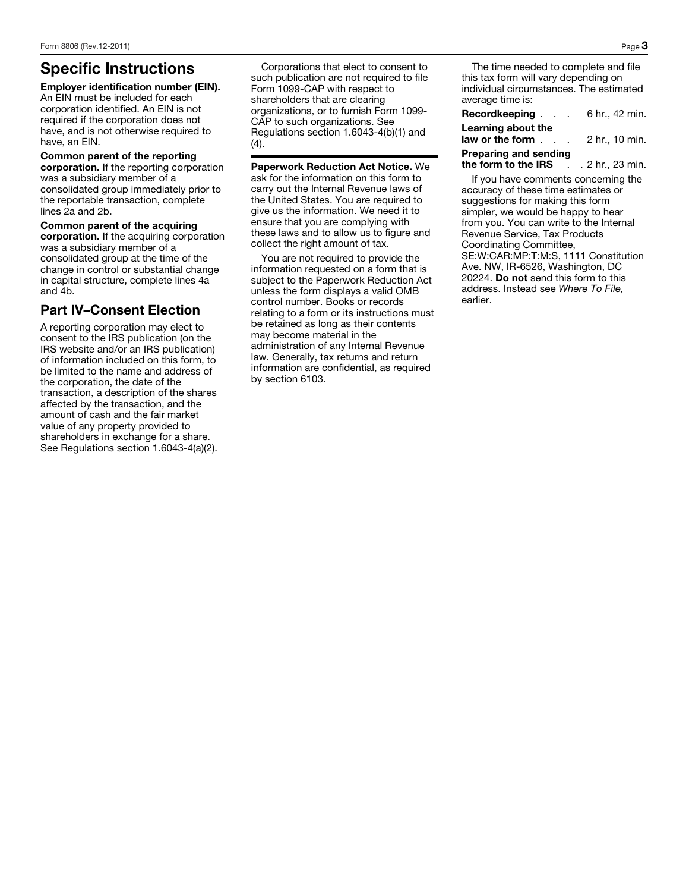## Specific Instructions

**Employer identification number (EIN).** An EIN must be included for each corporation identified. An EIN is not required if the corporation does not have, and is not otherwise required to have, an EIN.

**Common parent of the reporting corporation.** If the reporting corporation was a subsidiary member of a consolidated group immediately prior to the reportable transaction, complete lines 2a and 2b.

**Common parent of the acquiring corporation.** If the acquiring corporation was a subsidiary member of a consolidated group at the time of the change in control or substantial change in capital structure, complete lines 4a and 4b.

## Part IV–Consent Election

A reporting corporation may elect to consent to the IRS publication (on the IRS website and/or an IRS publication) of information included on this form, to be limited to the name and address of the corporation, the date of the transaction, a description of the shares affected by the transaction, and the amount of cash and the fair market value of any property provided to shareholders in exchange for a share. See Regulations section 1.6043-4(a)(2).

Corporations that elect to consent to such publication are not required to file Form 1099-CAP with respect to shareholders that are clearing organizations, or to furnish Form 1099-CAP to such organizations. See Regulations section 1.6043-4(b)(1) and (4).

**Paperwork Reduction Act Notice.** We ask for the information on this form to carry out the Internal Revenue laws of the United States. You are required to give us the information. We need it to ensure that you are complying with these laws and to allow us to figure and collect the right amount of tax.

You are not required to provide the information requested on a form that is subject to the Paperwork Reduction Act unless the form displays a valid OMB control number. Books or records relating to a form or its instructions must be retained as long as their contents may become material in the administration of any Internal Revenue law. Generally, tax returns and return information are confidential, as required by section 6103.

The time needed to complete and file this tax form will vary depending on individual circumstances. The estimated average time is:

| | |
|---|---|
| **Recordkeeping** | 6 hr., 42 min. |
| **Learning about the law or the form** | 2 hr., 10 min. |
| **Preparing and sending the form to the IRS** | 2 hr., 23 min. |

If you have comments concerning the accuracy of these time estimates or suggestions for making this form simpler, we would be happy to hear from you. You can write to the Internal Revenue Service, Tax Products Coordinating Committee, SE:W:CAR:MP:T:M:S, 1111 Constitution Ave. NW, IR-6526, Washington, DC 20224. **Do not** send this form to this address. Instead see *Where To File,* earlier.